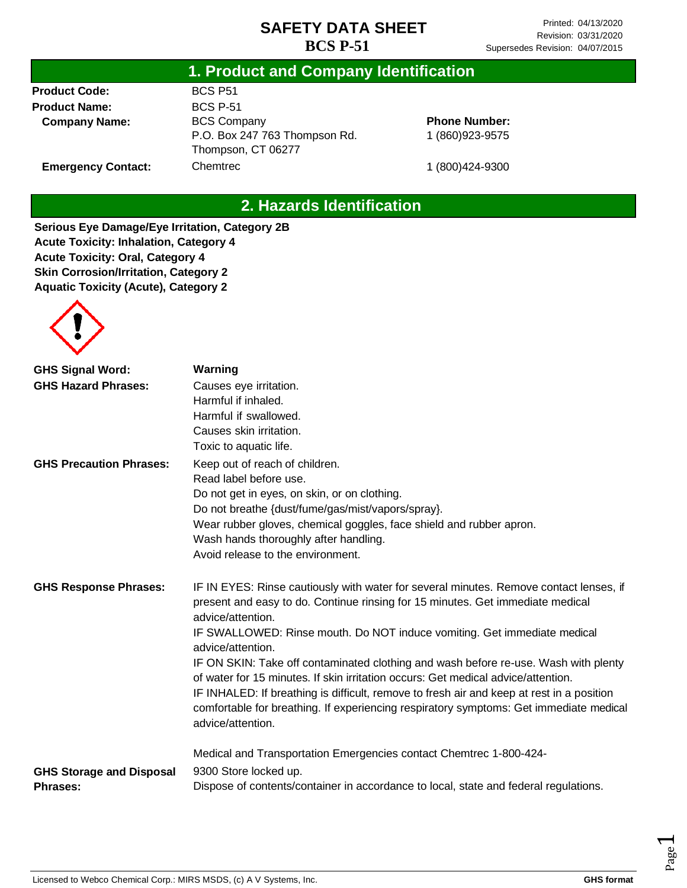# SAFETY DATA SHEET

**BCS P-51**

Printed: 04/13/2020
Revision: 03/31/2020
Supersedes Revision: 04/07/2015

## 1. Product and Company Identification

| | | |
|---|---|---|
| **Product Code:** | BCS P51 | |
| **Product Name:** | BCS P-51 | |
| **Company Name:** | BCS Company<br>P.O. Box 247 763 Thompson Rd.<br>Thompson, CT 06277 | **Phone Number:**<br>1 (860)923-9575 |
| **Emergency Contact:** | Chemtrec | 1 (800)424-9300 |

## 2. Hazards Identification

**Serious Eye Damage/Eye Irritation, Category 2B**
**Acute Toxicity: Inhalation, Category 4**
**Acute Toxicity: Oral, Category 4**
**Skin Corrosion/Irritation, Category 2**
**Aquatic Toxicity (Acute), Category 2**

**GHS Signal Word:** **Warning**

**GHS Hazard Phrases:**
Causes eye irritation.
Harmful if inhaled.
Harmful if swallowed.
Causes skin irritation.
Toxic to aquatic life.

**GHS Precaution Phrases:**
Keep out of reach of children.
Read label before use.
Do not get in eyes, on skin, or on clothing.
Do not breathe {dust/fume/gas/mist/vapors/spray}.
Wear rubber gloves, chemical goggles, face shield and rubber apron.
Wash hands thoroughly after handling.
Avoid release to the environment.

**GHS Response Phrases:**
IF IN EYES: Rinse cautiously with water for several minutes. Remove contact lenses, if present and easy to do. Continue rinsing for 15 minutes. Get immediate medical advice/attention.
IF SWALLOWED: Rinse mouth. Do NOT induce vomiting. Get immediate medical advice/attention.
IF ON SKIN: Take off contaminated clothing and wash before re-use. Wash with plenty of water for 15 minutes. If skin irritation occurs: Get medical advice/attention.
IF INHALED: If breathing is difficult, remove to fresh air and keep at rest in a position comfortable for breathing. If experiencing respiratory symptoms: Get immediate medical advice/attention.

Medical and Transportation Emergencies contact Chemtrec 1-800-424-9300

**GHS Storage and Disposal Phrases:**
Store locked up.
Dispose of contents/container in accordance to local, state and federal regulations.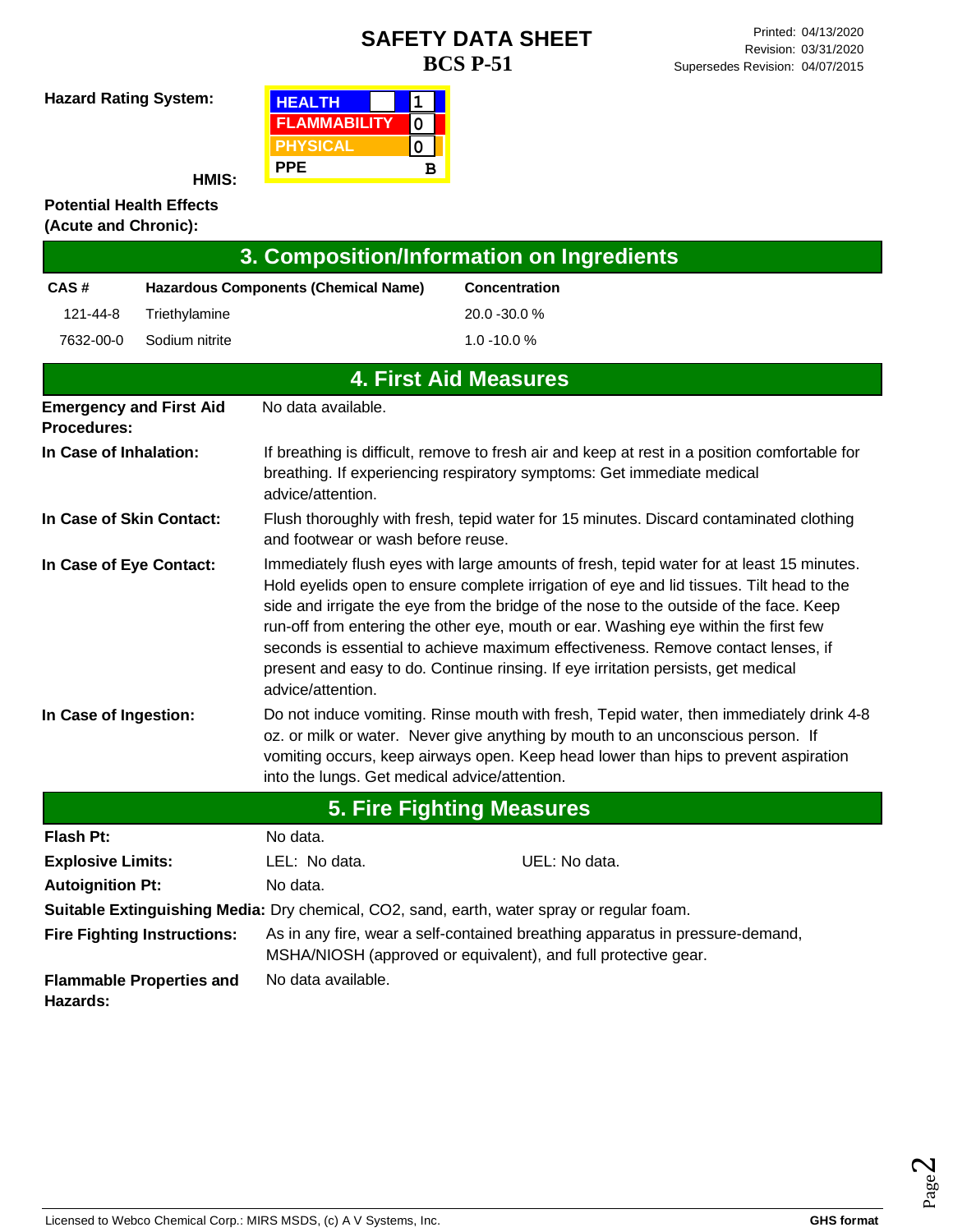# SAFETY DATA SHEET

## BCS P-51

Printed: 04/13/2020
Revision: 03/31/2020
Supersedes Revision: 04/07/2015

**Hazard Rating System:**

**HMIS:**

| HEALTH | 1 |
|---|---|
| FLAMMABILITY | 0 |
| PHYSICAL | 0 |
| PPE | B |

**Potential Health Effects (Acute and Chronic):**

## 3. Composition/Information on Ingredients

| CAS # | Hazardous Components (Chemical Name) | Concentration |
|---|---|---|
| 121-44-8 | Triethylamine | 20.0 -30.0 % |
| 7632-00-0 | Sodium nitrite | 1.0 -10.0 % |

## 4. First Aid Measures

**Emergency and First Aid Procedures:** No data available.

**In Case of Inhalation:** If breathing is difficult, remove to fresh air and keep at rest in a position comfortable for breathing. If experiencing respiratory symptoms: Get immediate medical advice/attention.

**In Case of Skin Contact:** Flush thoroughly with fresh, tepid water for 15 minutes. Discard contaminated clothing and footwear or wash before reuse.

**In Case of Eye Contact:** Immediately flush eyes with large amounts of fresh, tepid water for at least 15 minutes. Hold eyelids open to ensure complete irrigation of eye and lid tissues. Tilt head to the side and irrigate the eye from the bridge of the nose to the outside of the face. Keep run-off from entering the other eye, mouth or ear. Washing eye within the first few seconds is essential to achieve maximum effectiveness. Remove contact lenses, if present and easy to do. Continue rinsing. If eye irritation persists, get medical advice/attention.

**In Case of Ingestion:** Do not induce vomiting. Rinse mouth with fresh, Tepid water, then immediately drink 4-8 oz. or milk or water. Never give anything by mouth to an unconscious person. If vomiting occurs, keep airways open. Keep head lower than hips to prevent aspiration into the lungs. Get medical advice/attention.

## 5. Fire Fighting Measures

**Flash Pt:** No data.

**Explosive Limits:** LEL: No data. UEL: No data.

**Autoignition Pt:** No data.

**Suitable Extinguishing Media:** Dry chemical, $CO_2$, sand, earth, water spray or regular foam.

**Fire Fighting Instructions:** As in any fire, wear a self-contained breathing apparatus in pressure-demand, MSHA/NIOSH (approved or equivalent), and full protective gear.

**Flammable Properties and Hazards:** No data available.

Licensed to Webco Chemical Corp.: MIRS MSDS, (c) A V Systems, Inc. GHS format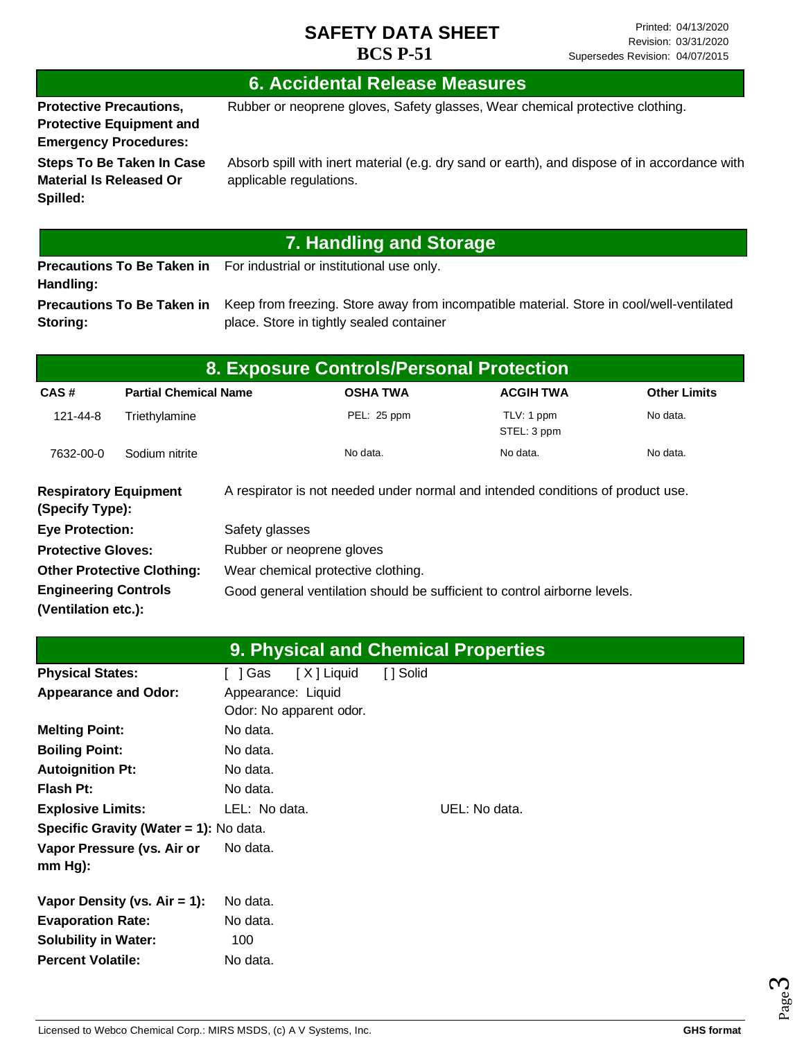## 6. Accidental Release Measures

**Protective Precautions, Protective Equipment and Emergency Procedures:** Rubber or neoprene gloves, Safety glasses, Wear chemical protective clothing.

**Steps To Be Taken In Case Material Is Released Or Spilled:** Absorb spill with inert material (e.g. dry sand or earth), and dispose of in accordance with applicable regulations.

## 7. Handling and Storage

**Precautions To Be Taken in Handling:** For industrial or institutional use only.

**Precautions To Be Taken in Storing:** Keep from freezing. Store away from incompatible material. Store in cool/well-ventilated place. Store in tightly sealed container

## 8. Exposure Controls/Personal Protection

| CAS # | Partial Chemical Name | OSHA TWA | ACGIH TWA | Other Limits |
|---|---|---|---|---|
| 121-44-8 | Triethylamine | PEL: 25 ppm | TLV: 1 ppm<br>STEL: 3 ppm | No data. |
| 7632-00-0 | Sodium nitrite | No data. | No data. | No data. |

**Respiratory Equipment (Specify Type):** A respirator is not needed under normal and intended conditions of product use.

**Eye Protection:** Safety glasses

**Protective Gloves:** Rubber or neoprene gloves

**Other Protective Clothing:** Wear chemical protective clothing.

**Engineering Controls (Ventilation etc.):** Good general ventilation should be sufficient to control airborne levels.

## 9. Physical and Chemical Properties

**Physical States:** [ ] Gas [ X ] Liquid [ ] Solid

**Appearance and Odor:** Appearance: Liquid
Odor: No apparent odor.

**Melting Point:** No data.

**Boiling Point:** No data.

**Autoignition Pt:** No data.

**Flash Pt:** No data.

**Explosive Limits:** LEL: No data. UEL: No data.

**Specific Gravity (Water = 1):** No data.

**Vapor Pressure (vs. Air or mm Hg):** No data.

**Vapor Density (vs. Air = 1):** No data.

**Evaporation Rate:** No data.

**Solubility in Water:** 100

**Percent Volatile:** No data.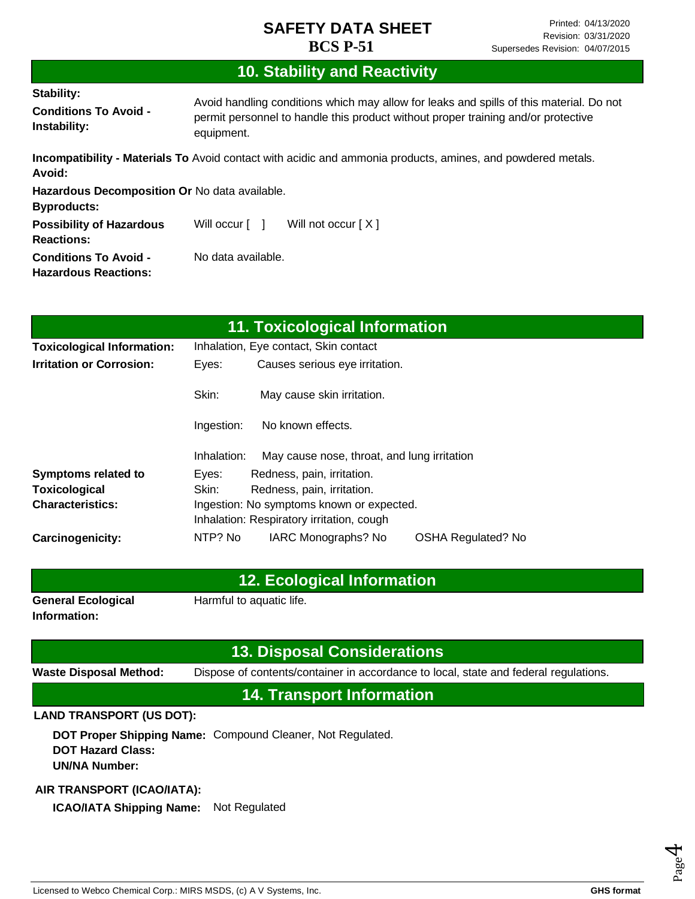## 10. Stability and Reactivity

**Stability:**

**Conditions To Avoid - Instability:** Avoid handling conditions which may allow for leaks and spills of this material. Do not permit personnel to handle this product without proper training and/or protective equipment.

**Incompatibility - Materials To Avoid:** Avoid contact with acidic and ammonia products, amines, and powdered metals.

**Hazardous Decomposition Or Byproducts:** No data available.

**Possibility of Hazardous Reactions:** Will occur [ ] Will not occur [ X ]

**Conditions To Avoid - Hazardous Reactions:** No data available.

## 11. Toxicological Information

**Toxicological Information:** Inhalation, Eye contact, Skin contact

**Irritation or Corrosion:**

- Eyes: Causes serious eye irritation.
- Skin: May cause skin irritation.
- Ingestion: No known effects.
- Inhalation: May cause nose, throat, and lung irritation

**Symptoms related to Toxicological Characteristics:**

- Eyes: Redness, pain, irritation.
- Skin: Redness, pain, irritation.
- Ingestion: No symptoms known or expected.
- Inhalation: Respiratory irritation, cough

**Carcinogenicity:** NTP? No IARC Monographs? No OSHA Regulated? No

## 12. Ecological Information

**General Ecological Information:** Harmful to aquatic life.

## 13. Disposal Considerations

**Waste Disposal Method:** Dispose of contents/container in accordance to local, state and federal regulations.

## 14. Transport Information

**LAND TRANSPORT (US DOT):**

**DOT Proper Shipping Name:** Compound Cleaner, Not Regulated.
**DOT Hazard Class:**
**UN/NA Number:**

**AIR TRANSPORT (ICAO/IATA):**

**ICAO/IATA Shipping Name:** Not Regulated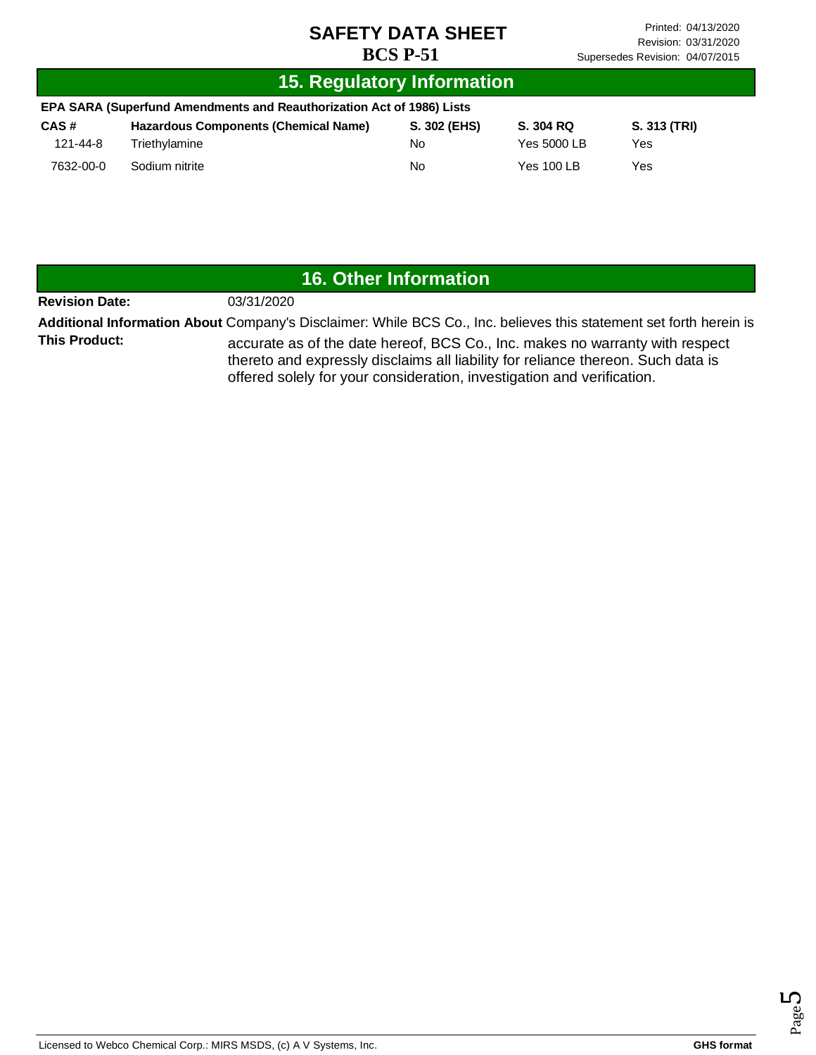## 15. Regulatory Information

**EPA SARA (Superfund Amendments and Reauthorization Act of 1986) Lists**

| CAS # | Hazardous Components (Chemical Name) | S. 302 (EHS) | S. 304 RQ | S. 313 (TRI) |
|---|---|---|---|---|
| 121-44-8 | Triethylamine | No | Yes 5000 LB | Yes |
| 7632-00-0 | Sodium nitrite | No | Yes 100 LB | Yes |

## 16. Other Information

**Revision Date:** 03/31/2020

**Additional Information About This Product:** Company's Disclaimer: While BCS Co., Inc. believes this statement set forth herein is accurate as of the date hereof, BCS Co., Inc. makes no warranty with respect thereto and expressly disclaims all liability for reliance thereon. Such data is offered solely for your consideration, investigation and verification.